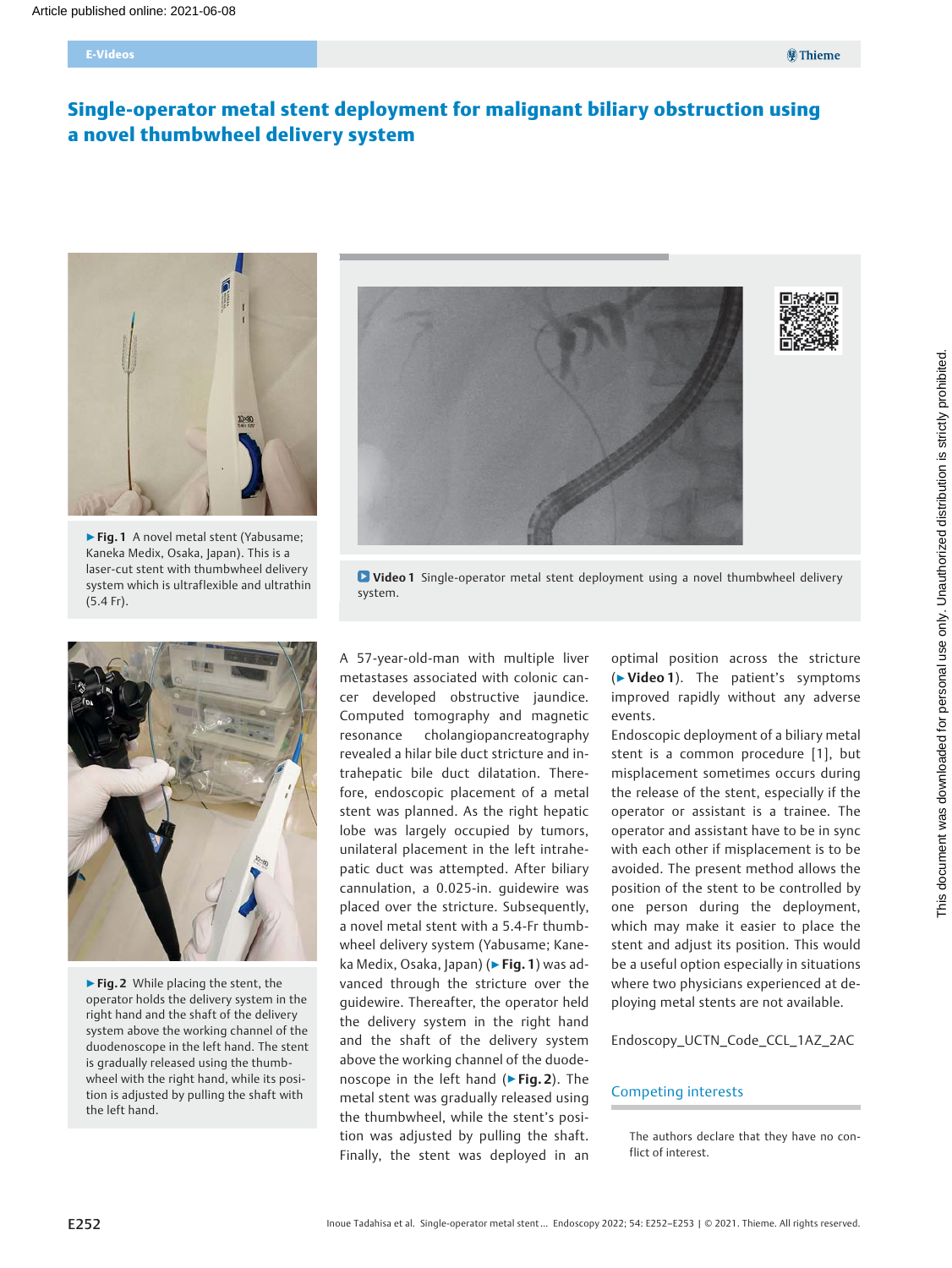# Single-operator metal stent deployment for malignant biliary obstruction using a novel thumbwheel delivery system

▶ **Fig. 1** A novel metal stent (Yabusame; Kaneka Medix, Osaka, Japan). This is a laser-cut stent with thumbwheel delivery system which is ultraflexible and ultrathin (5.4 Fr).

**Video 1** Single-operator metal stent deployment using a novel thumbwheel delivery system.

▶ **Fig. 2** While placing the stent, the operator holds the delivery system in the right hand and the shaft of the delivery system above the working channel of the duodenoscope in the left hand. The stent is gradually released using the thumbwheel with the right hand, while its position is adjusted by pulling the shaft with the left hand.

A 57-year-old-man with multiple liver metastases associated with colonic cancer developed obstructive jaundice. Computed tomography and magnetic resonance cholangiopancreatography revealed a hilar bile duct stricture and intrahepatic bile duct dilatation. Therefore, endoscopic placement of a metal stent was planned. As the right hepatic lobe was largely occupied by tumors, unilateral placement in the left intrahepatic duct was attempted. After biliary cannulation, a 0.025-in. guidewire was placed over the stricture. Subsequently, a novel metal stent with a 5.4-Fr thumbwheel delivery system (Yabusame; Kaneka Medix, Osaka, Japan) (▶ **Fig. 1**) was advanced through the stricture over the guidewire. Thereafter, the operator held the delivery system in the right hand and the shaft of the delivery system above the working channel of the duodenoscope in the left hand (▶ **Fig. 2**). The metal stent was gradually released using the thumbwheel, while the stent's position was adjusted by pulling the shaft. Finally, the stent was deployed in an optimal position across the stricture (▶ **Video 1**). The patient's symptoms improved rapidly without any adverse events.

Endoscopic deployment of a biliary metal stent is a common procedure [1], but misplacement sometimes occurs during the release of the stent, especially if the operator or assistant is a trainee. The operator and assistant have to be in sync with each other if misplacement is to be avoided. The present method allows the position of the stent to be controlled by one person during the deployment, which may make it easier to place the stent and adjust its position. This would be a useful option especially in situations where two physicians experienced at deploying metal stents are not available.

Endoscopy_UCTN_Code_CCL_1AZ_2AC

## Competing interests

The authors declare that they have no conflict of interest.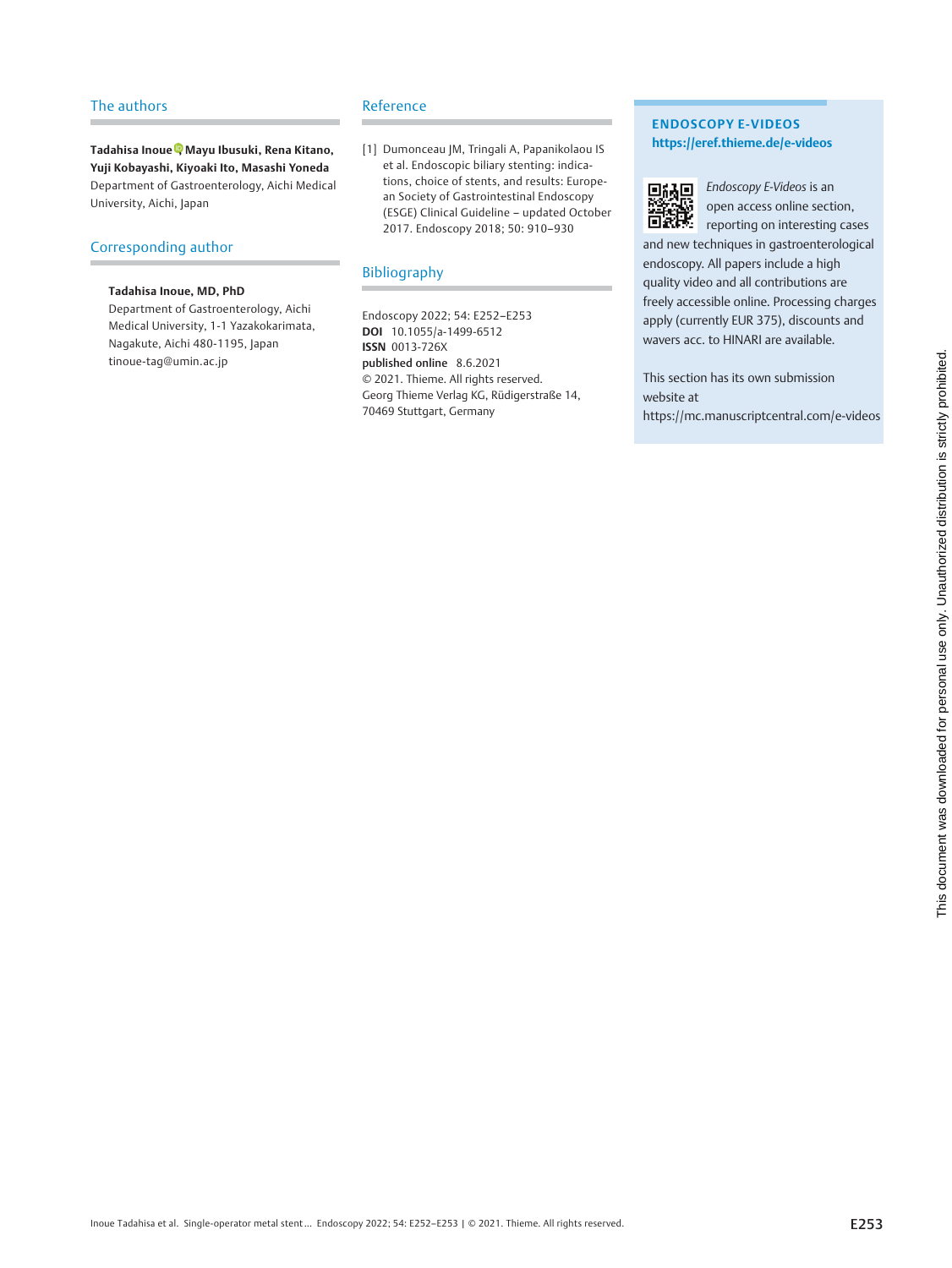## The authors

**Tadahisa Inoue, Mayu Ibusuki, Rena Kitano, Yuji Kobayashi, Kiyoaki Ito, Masashi Yoneda**
Department of Gastroenterology, Aichi Medical University, Aichi, Japan

## Corresponding author

**Tadahisa Inoue, MD, PhD**
Department of Gastroenterology, Aichi Medical University, 1-1 Yazakokarimata, Nagakute, Aichi 480-1195, Japan
tinoue-tag@umin.ac.jp

## Reference

[1] Dumonceau JM, Tringali A, Papanikolaou IS et al. Endoscopic biliary stenting: indications, choice of stents, and results: European Society of Gastrointestinal Endoscopy (ESGE) Clinical Guideline – updated October 2017. Endoscopy 2018; 50: 910–930

## Bibliography

Endoscopy 2022; 54: E252–E253
**DOI** 10.1055/a-1499-6512
**ISSN** 0013-726X
**published online** 8.6.2021
© 2021. Thieme. All rights reserved.
Georg Thieme Verlag KG, Rüdigerstraße 14, 70469 Stuttgart, Germany

## ENDOSCOPY E-VIDEOS

**https://eref.thieme.de/e-videos**

*Endoscopy E-Videos* is an open access online section, reporting on interesting cases and new techniques in gastroenterological endoscopy. All papers include a high quality video and all contributions are freely accessible online. Processing charges apply (currently EUR 375), discounts and wavers acc. to HINARI are available.

This section has its own submission website at
https://mc.manuscriptcentral.com/e-videos

This document was downloaded for personal use only. Unauthorized distribution is strictly prohibited.